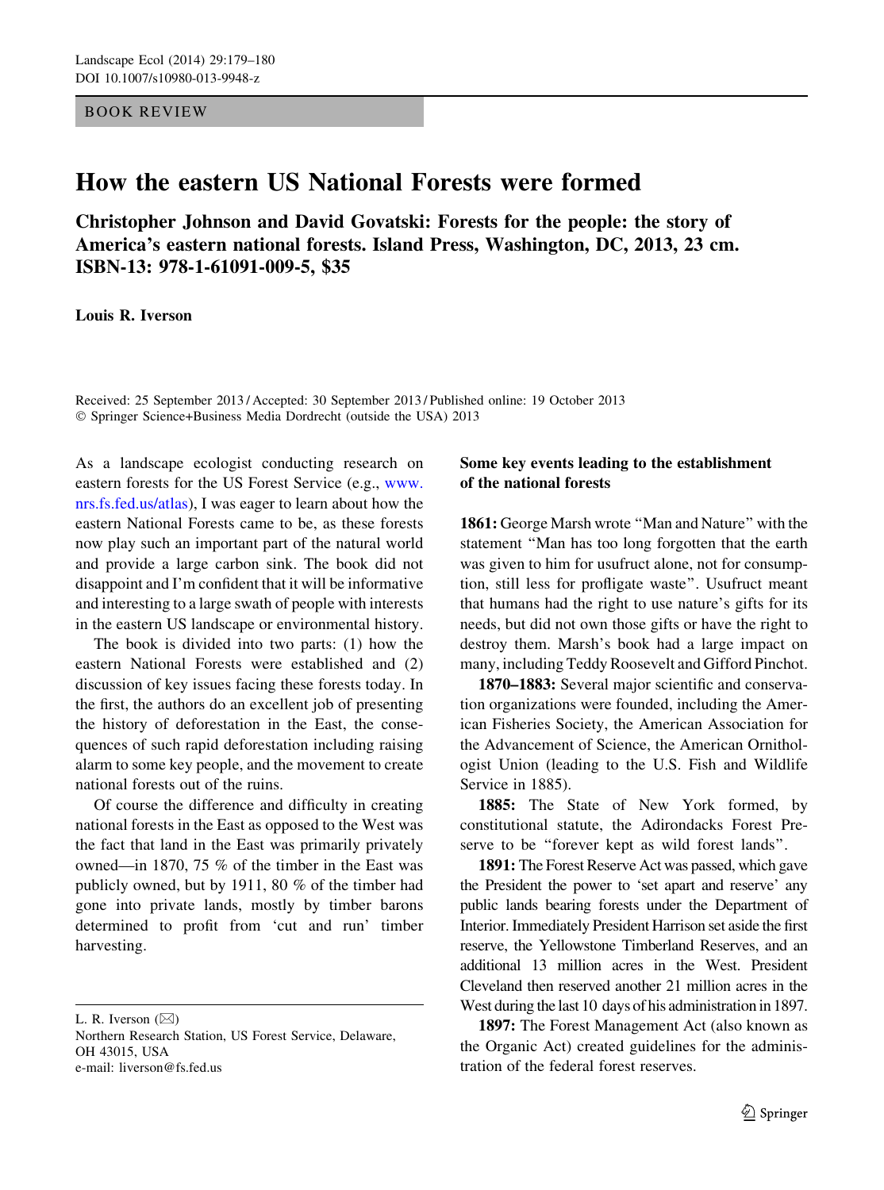BOOK REVIEW

# How the eastern US National Forests were formed

**Christopher Johnson and David Govatski: Forests for the people: the story of America's eastern national forests. Island Press, Washington, DC, 2013, 23 cm. ISBN-13: 978-1-61091-009-5, $35**

**Louis R. Iverson**

Received: 25 September 2013 / Accepted: 30 September 2013 / Published online: 19 October 2013
© Springer Science+Business Media Dordrecht (outside the USA) 2013

As a landscape ecologist conducting research on eastern forests for the US Forest Service (e.g., www.nrs.fs.fed.us/atlas), I was eager to learn about how the eastern National Forests came to be, as these forests now play such an important part of the natural world and provide a large carbon sink. The book did not disappoint and I'm confident that it will be informative and interesting to a large swath of people with interests in the eastern US landscape or environmental history.

The book is divided into two parts: (1) how the eastern National Forests were established and (2) discussion of key issues facing these forests today. In the first, the authors do an excellent job of presenting the history of deforestation in the East, the consequences of such rapid deforestation including raising alarm to some key people, and the movement to create national forests out of the ruins.

Of course the difference and difficulty in creating national forests in the East as opposed to the West was the fact that land in the East was primarily privately owned—in 1870, 75 % of the timber in the East was publicly owned, but by 1911, 80 % of the timber had gone into private lands, mostly by timber barons determined to profit from 'cut and run' timber harvesting.

L. R. Iverson (✉)
Northern Research Station, US Forest Service, Delaware, OH 43015, USA
e-mail: liverson@fs.fed.us

## Some key events leading to the establishment of the national forests

**1861:** George Marsh wrote "Man and Nature" with the statement "Man has too long forgotten that the earth was given to him for usufruct alone, not for consumption, still less for profligate waste". Usufruct meant that humans had the right to use nature's gifts for its needs, but did not own those gifts or have the right to destroy them. Marsh's book had a large impact on many, including Teddy Roosevelt and Gifford Pinchot.

**1870–1883:** Several major scientific and conservation organizations were founded, including the American Fisheries Society, the American Association for the Advancement of Science, the American Ornithologist Union (leading to the U.S. Fish and Wildlife Service in 1885).

**1885:** The State of New York formed, by constitutional statute, the Adirondacks Forest Preserve to be "forever kept as wild forest lands".

**1891:** The Forest Reserve Act was passed, which gave the President the power to 'set apart and reserve' any public lands bearing forests under the Department of Interior. Immediately President Harrison set aside the first reserve, the Yellowstone Timberland Reserves, and an additional 13 million acres in the West. President Cleveland then reserved another 21 million acres in the West during the last 10 days of his administration in 1897.

**1897:** The Forest Management Act (also known as the Organic Act) created guidelines for the administration of the federal forest reserves.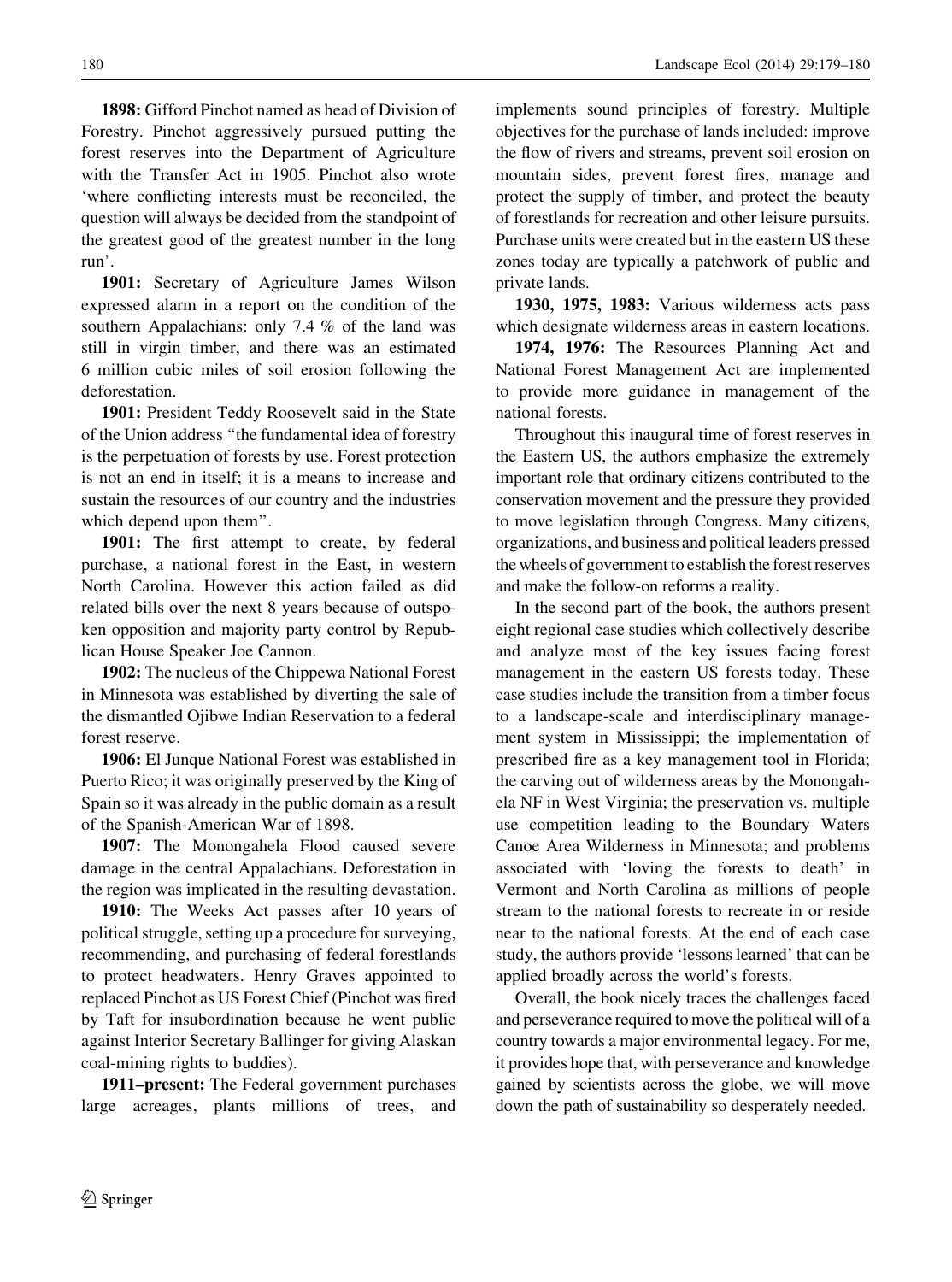**1898:** Gifford Pinchot named as head of Division of Forestry. Pinchot aggressively pursued putting the forest reserves into the Department of Agriculture with the Transfer Act in 1905. Pinchot also wrote 'where conflicting interests must be reconciled, the question will always be decided from the standpoint of the greatest good of the greatest number in the long run'.

**1901:** Secretary of Agriculture James Wilson expressed alarm in a report on the condition of the southern Appalachians: only 7.4 % of the land was still in virgin timber, and there was an estimated 6 million cubic miles of soil erosion following the deforestation.

**1901:** President Teddy Roosevelt said in the State of the Union address "the fundamental idea of forestry is the perpetuation of forests by use. Forest protection is not an end in itself; it is a means to increase and sustain the resources of our country and the industries which depend upon them".

**1901:** The first attempt to create, by federal purchase, a national forest in the East, in western North Carolina. However this action failed as did related bills over the next 8 years because of outspoken opposition and majority party control by Republican House Speaker Joe Cannon.

**1902:** The nucleus of the Chippewa National Forest in Minnesota was established by diverting the sale of the dismantled Ojibwe Indian Reservation to a federal forest reserve.

**1906:** El Junque National Forest was established in Puerto Rico; it was originally preserved by the King of Spain so it was already in the public domain as a result of the Spanish-American War of 1898.

**1907:** The Monongahela Flood caused severe damage in the central Appalachians. Deforestation in the region was implicated in the resulting devastation.

**1910:** The Weeks Act passes after 10 years of political struggle, setting up a procedure for surveying, recommending, and purchasing of federal forestlands to protect headwaters. Henry Graves appointed to replaced Pinchot as US Forest Chief (Pinchot was fired by Taft for insubordination because he went public against Interior Secretary Ballinger for giving Alaskan coal-mining rights to buddies).

**1911–present:** The Federal government purchases large acreages, plants millions of trees, and implements sound principles of forestry. Multiple objectives for the purchase of lands included: improve the flow of rivers and streams, prevent soil erosion on mountain sides, prevent forest fires, manage and protect the supply of timber, and protect the beauty of forestlands for recreation and other leisure pursuits. Purchase units were created but in the eastern US these zones today are typically a patchwork of public and private lands.

**1930, 1975, 1983:** Various wilderness acts pass which designate wilderness areas in eastern locations.

**1974, 1976:** The Resources Planning Act and National Forest Management Act are implemented to provide more guidance in management of the national forests.

Throughout this inaugural time of forest reserves in the Eastern US, the authors emphasize the extremely important role that ordinary citizens contributed to the conservation movement and the pressure they provided to move legislation through Congress. Many citizens, organizations, and business and political leaders pressed the wheels of government to establish the forest reserves and make the follow-on reforms a reality.

In the second part of the book, the authors present eight regional case studies which collectively describe and analyze most of the key issues facing forest management in the eastern US forests today. These case studies include the transition from a timber focus to a landscape-scale and interdisciplinary management system in Mississippi; the implementation of prescribed fire as a key management tool in Florida; the carving out of wilderness areas by the Monongahela NF in West Virginia; the preservation vs. multiple use competition leading to the Boundary Waters Canoe Area Wilderness in Minnesota; and problems associated with 'loving the forests to death' in Vermont and North Carolina as millions of people stream to the national forests to recreate in or reside near to the national forests. At the end of each case study, the authors provide 'lessons learned' that can be applied broadly across the world's forests.

Overall, the book nicely traces the challenges faced and perseverance required to move the political will of a country towards a major environmental legacy. For me, it provides hope that, with perseverance and knowledge gained by scientists across the globe, we will move down the path of sustainability so desperately needed.